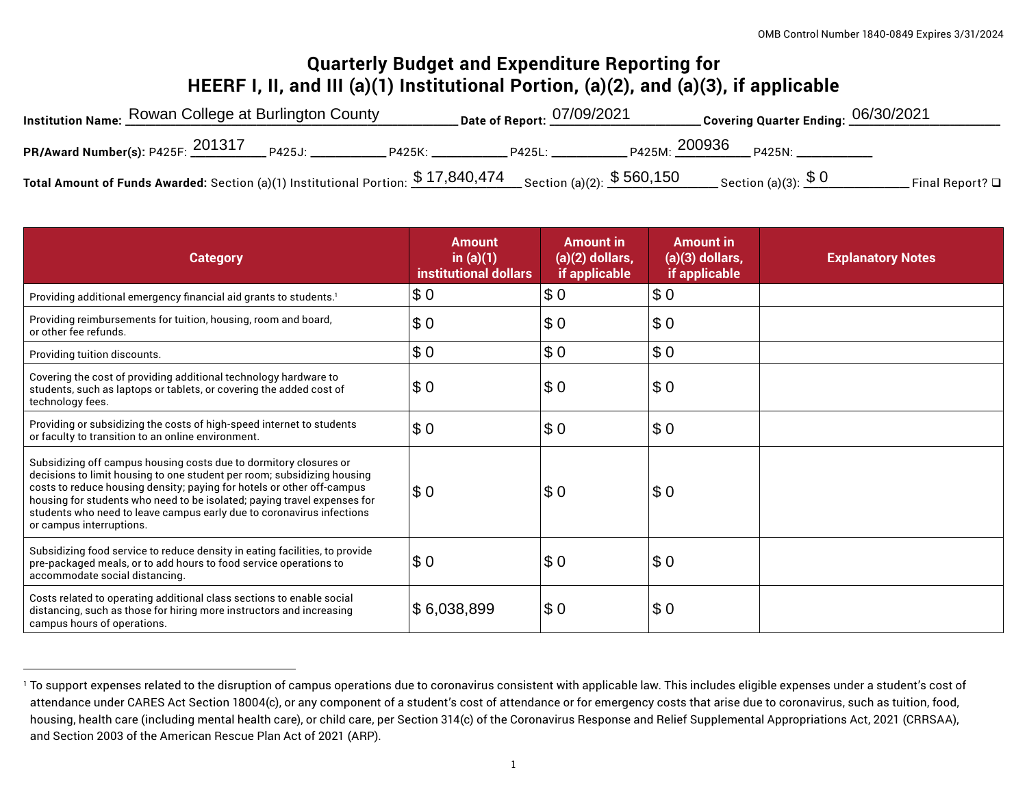OMB Control Number 1840-0849 Expires 3/31/2024

# Quarterly Budget and Expenditure Reporting for HEERF I, II, and III (a)(1) Institutional Portion, (a)(2), and (a)(3), if applicable

**Institution Name:** Rowan College at Burlington County **Date of Report:** 07/09/2021 **Covering Quarter Ending:** 06/30/2021

**PR/Award Number(s):** P425F: 201317 P425J: ___________ P425K: ___________ P425L: ___________ P425M: 200936 P425N: ___________

**Total Amount of Funds Awarded:** Section (a)(1) Institutional Portion: $ 17,840,474 Section (a)(2): $ 560,150 Section (a)(3): $ 0 Final Report? ❑

| Category | Amount in (a)(1) institutional dollars | Amount in (a)(2) dollars, if applicable | Amount in (a)(3) dollars, if applicable | Explanatory Notes |
|---|---|---|---|---|
| Providing additional emergency financial aid grants to students.[1] | $ 0 | $ 0 | $ 0 | |
| Providing reimbursements for tuition, housing, room and board, or other fee refunds. | $ 0 | $ 0 | $ 0 | |
| Providing tuition discounts. | $ 0 | $ 0 | $ 0 | |
| Covering the cost of providing additional technology hardware to students, such as laptops or tablets, or covering the added cost of technology fees. | $ 0 | $ 0 | $ 0 | |
| Providing or subsidizing the costs of high-speed internet to students or faculty to transition to an online environment. | $ 0 | $ 0 | $ 0 | |
| Subsidizing off campus housing costs due to dormitory closures or decisions to limit housing to one student per room; subsidizing housing costs to reduce housing density; paying for hotels or other off-campus housing for students who need to be isolated; paying travel expenses for students who need to leave campus early due to coronavirus infections or campus interruptions. | $ 0 | $ 0 | $ 0 | |
| Subsidizing food service to reduce density in eating facilities, to provide pre-packaged meals, or to add hours to food service operations to accommodate social distancing. | $ 0 | $ 0 | $ 0 | |
| Costs related to operating additional class sections to enable social distancing, such as those for hiring more instructors and increasing campus hours of operations. | $ 6,038,899 | $ 0 | $ 0 | |

[1] To support expenses related to the disruption of campus operations due to coronavirus consistent with applicable law. This includes eligible expenses under a student's cost of attendance under CARES Act Section 18004(c), or any component of a student's cost of attendance or for emergency costs that arise due to coronavirus, such as tuition, food, housing, health care (including mental health care), or child care, per Section 314(c) of the Coronavirus Response and Relief Supplemental Appropriations Act, 2021 (CRRSAA), and Section 2003 of the American Rescue Plan Act of 2021 (ARP).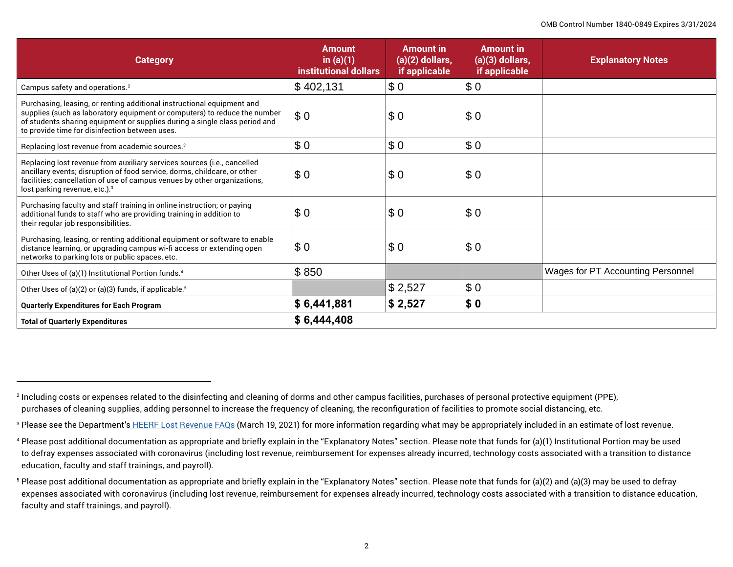| Category | Amount in (a)(1) institutional dollars | Amount in (a)(2) dollars, if applicable | Amount in (a)(3) dollars, if applicable | Explanatory Notes |
| --- | --- | --- | --- | --- |
| Campus safety and operations.[2] | $ 402,131 | $ 0 | $ 0 | |
| Purchasing, leasing, or renting additional instructional equipment and supplies (such as laboratory equipment or computers) to reduce the number of students sharing equipment or supplies during a single class period and to provide time for disinfection between uses. | $ 0 | $ 0 | $ 0 | |
| Replacing lost revenue from academic sources.[3] | $ 0 | $ 0 | $ 0 | |
| Replacing lost revenue from auxiliary services sources (i.e., cancelled ancillary events; disruption of food service, dorms, childcare, or other facilities; cancellation of use of campus venues by other organizations, lost parking revenue, etc.).[3] | $ 0 | $ 0 | $ 0 | |
| Purchasing faculty and staff training in online instruction; or paying additional funds to staff who are providing training in addition to their regular job responsibilities. | $ 0 | $ 0 | $ 0 | |
| Purchasing, leasing, or renting additional equipment or software to enable distance learning, or upgrading campus wi-fi access or extending open networks to parking lots or public spaces, etc. | $ 0 | $ 0 | $ 0 | |
| Other Uses of (a)(1) Institutional Portion funds.[4] | $ 850 | | | Wages for PT Accounting Personnel |
| Other Uses of (a)(2) or (a)(3) funds, if applicable.[5] | | $ 2,527 | $ 0 | |
| **Quarterly Expenditures for Each Program** | **$ 6,441,881** | **$ 2,527** | **$ 0** | |
| **Total of Quarterly Expenditures** | **$ 6,444,408** | | | |

[2] Including costs or expenses related to the disinfecting and cleaning of dorms and other campus facilities, purchases of personal protective equipment (PPE), purchases of cleaning supplies, adding personnel to increase the frequency of cleaning, the reconfiguration of facilities to promote social distancing, etc.

[3] Please see the Department's HEERF Lost Revenue FAQs (March 19, 2021) for more information regarding what may be appropriately included in an estimate of lost revenue.

[4] Please post additional documentation as appropriate and briefly explain in the "Explanatory Notes" section. Please note that funds for (a)(1) Institutional Portion may be used to defray expenses associated with coronavirus (including lost revenue, reimbursement for expenses already incurred, technology costs associated with a transition to distance education, faculty and staff trainings, and payroll).

[5] Please post additional documentation as appropriate and briefly explain in the "Explanatory Notes" section. Please note that funds for (a)(2) and (a)(3) may be used to defray expenses associated with coronavirus (including lost revenue, reimbursement for expenses already incurred, technology costs associated with a transition to distance education, faculty and staff trainings, and payroll).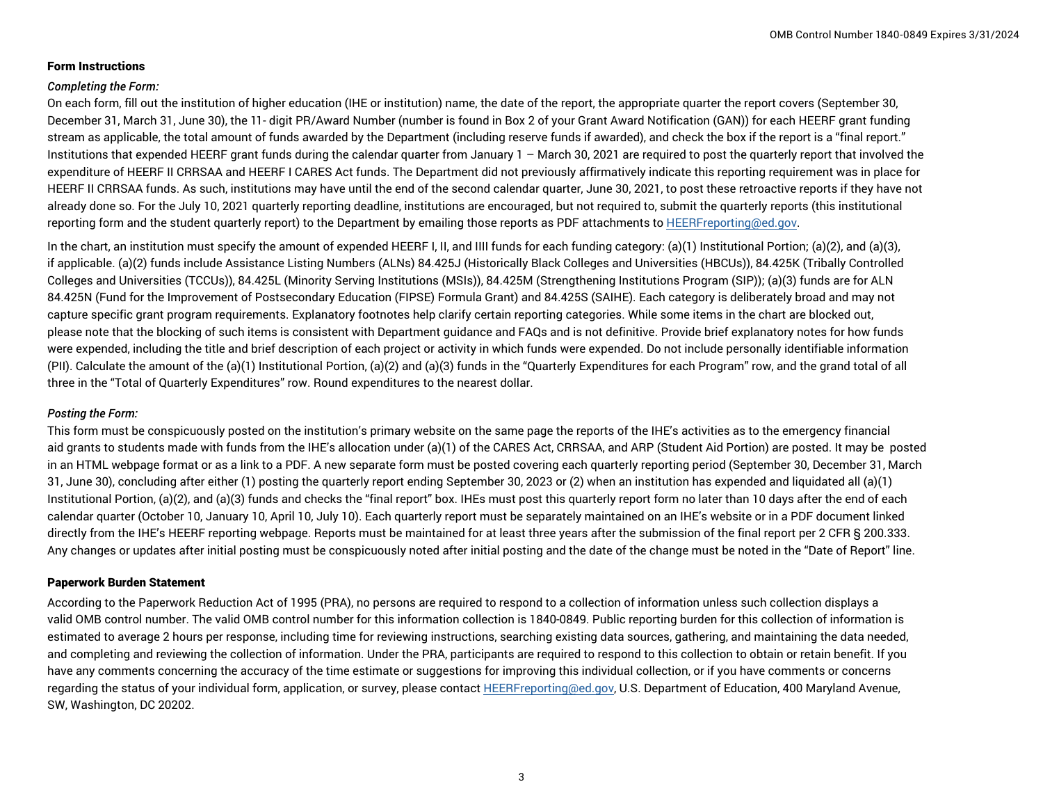**Form Instructions**

*Completing the Form:*

On each form, fill out the institution of higher education (IHE or institution) name, the date of the report, the appropriate quarter the report covers (September 30, December 31, March 31, June 30), the 11- digit PR/Award Number (number is found in Box 2 of your Grant Award Notification (GAN)) for each HEERF grant funding stream as applicable, the total amount of funds awarded by the Department (including reserve funds if awarded), and check the box if the report is a "final report." Institutions that expended HEERF grant funds during the calendar quarter from January 1 – March 30, 2021 are required to post the quarterly report that involved the expenditure of HEERF II CRRSAA and HEERF I CARES Act funds. The Department did not previously affirmatively indicate this reporting requirement was in place for HEERF II CRRSAA funds. As such, institutions may have until the end of the second calendar quarter, June 30, 2021, to post these retroactive reports if they have not already done so. For the July 10, 2021 quarterly reporting deadline, institutions are encouraged, but not required to, submit the quarterly reports (this institutional reporting form and the student quarterly report) to the Department by emailing those reports as PDF attachments to HEERFreporting@ed.gov.

In the chart, an institution must specify the amount of expended HEERF I, II, and IIII funds for each funding category: (a)(1) Institutional Portion; (a)(2), and (a)(3), if applicable. (a)(2) funds include Assistance Listing Numbers (ALNs) 84.425J (Historically Black Colleges and Universities (HBCUs)), 84.425K (Tribally Controlled Colleges and Universities (TCCUs)), 84.425L (Minority Serving Institutions (MSIs)), 84.425M (Strengthening Institutions Program (SIP)); (a)(3) funds are for ALN 84.425N (Fund for the Improvement of Postsecondary Education (FIPSE) Formula Grant) and 84.425S (SAIHE). Each category is deliberately broad and may not capture specific grant program requirements. Explanatory footnotes help clarify certain reporting categories. While some items in the chart are blocked out, please note that the blocking of such items is consistent with Department guidance and FAQs and is not definitive. Provide brief explanatory notes for how funds were expended, including the title and brief description of each project or activity in which funds were expended. Do not include personally identifiable information (PII). Calculate the amount of the (a)(1) Institutional Portion, (a)(2) and (a)(3) funds in the "Quarterly Expenditures for each Program" row, and the grand total of all three in the "Total of Quarterly Expenditures" row. Round expenditures to the nearest dollar.

*Posting the Form:*

This form must be conspicuously posted on the institution's primary website on the same page the reports of the IHE's activities as to the emergency financial aid grants to students made with funds from the IHE's allocation under (a)(1) of the CARES Act, CRRSAA, and ARP (Student Aid Portion) are posted. It may be posted in an HTML webpage format or as a link to a PDF. A new separate form must be posted covering each quarterly reporting period (September 30, December 31, March 31, June 30), concluding after either (1) posting the quarterly report ending September 30, 2023 or (2) when an institution has expended and liquidated all (a)(1) Institutional Portion, (a)(2), and (a)(3) funds and checks the "final report" box. IHEs must post this quarterly report form no later than 10 days after the end of each calendar quarter (October 10, January 10, April 10, July 10). Each quarterly report must be separately maintained on an IHE's website or in a PDF document linked directly from the IHE's HEERF reporting webpage. Reports must be maintained for at least three years after the submission of the final report per 2 CFR § 200.333. Any changes or updates after initial posting must be conspicuously noted after initial posting and the date of the change must be noted in the "Date of Report" line.

**Paperwork Burden Statement**

According to the Paperwork Reduction Act of 1995 (PRA), no persons are required to respond to a collection of information unless such collection displays a valid OMB control number. The valid OMB control number for this information collection is 1840-0849. Public reporting burden for this collection of information is estimated to average 2 hours per response, including time for reviewing instructions, searching existing data sources, gathering, and maintaining the data needed, and completing and reviewing the collection of information. Under the PRA, participants are required to respond to this collection to obtain or retain benefit. If you have any comments concerning the accuracy of the time estimate or suggestions for improving this individual collection, or if you have comments or concerns regarding the status of your individual form, application, or survey, please contact HEERFreporting@ed.gov, U.S. Department of Education, 400 Maryland Avenue, SW, Washington, DC 20202.